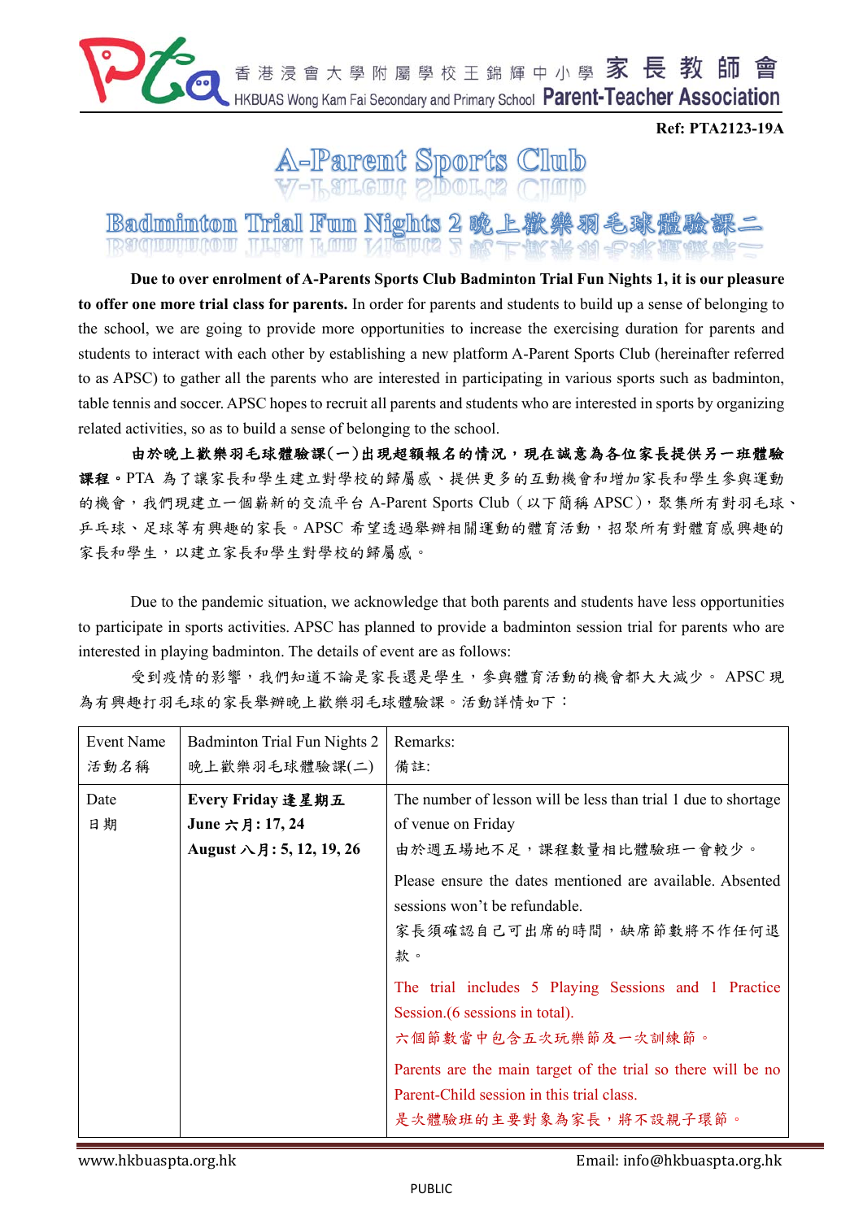香港浸會大學附屬學校王錦輝中小學 家長教師會
HKBUAS Wong Kam Fai Secondary and Primary School Parent-Teacher Association

**Ref: PTA2123-19A**

# A-Parent Sports Club

## Badminton Trial Fun Nights 2 晚上歡樂羽毛球體驗課二

**Due to over enrolment of A-Parents Sports Club Badminton Trial Fun Nights 1, it is our pleasure to offer one more trial class for parents.** In order for parents and students to build up a sense of belonging to the school, we are going to provide more opportunities to increase the exercising duration for parents and students to interact with each other by establishing a new platform A-Parent Sports Club (hereinafter referred to as APSC) to gather all the parents who are interested in participating in various sports such as badminton, table tennis and soccer. APSC hopes to recruit all parents and students who are interested in sports by organizing related activities, so as to build a sense of belonging to the school.

**由於晚上歡樂羽毛球體驗課(一)出現超額報名的情況，現在誠意為各位家長提供另一班體驗課程。**PTA 為了讓家長和學生建立對學校的歸屬感、提供更多的互動機會和增加家長和學生參與運動的機會，我們現建立一個嶄新的交流平台 A-Parent Sports Club（以下簡稱 APSC），聚集所有對羽毛球、乒乓球、足球等有興趣的家長。APSC 希望透過舉辦相關運動的體育活動，招聚所有對體育感興趣的家長和學生，以建立家長和學生對學校的歸屬感。

Due to the pandemic situation, we acknowledge that both parents and students have less opportunities to participate in sports activities. APSC has planned to provide a badminton session trial for parents who are interested in playing badminton. The details of event are as follows:

受到疫情的影響，我們知道不論是家長還是學生，參與體育活動的機會都大大減少。 APSC 現為有興趣打羽毛球的家長舉辦晚上歡樂羽毛球體驗課。活動詳情如下：

| Event Name<br>活動名稱 | Badminton Trial Fun Nights 2<br>晚上歡樂羽毛球體驗課(二) | Remarks:<br>備註: |
|---|---|---|
| Date<br>日期 | **Every Friday 逢星期五**<br>**June 六月: 17, 24**<br>**August 八月: 5, 12, 19, 26** | The number of lesson will be less than trial 1 due to shortage of venue on Friday<br>由於週五場地不足，課程數量相比體驗班一會較少。<br>Please ensure the dates mentioned are available. Absented sessions won't be refundable.<br>家長須確認自己可出席的時間，缺席節數將不作任何退款。<br>The trial includes 5 Playing Sessions and 1 Practice Session.(6 sessions in total).<br>六個節數當中包含五次玩樂節及一次訓練節。<br>Parents are the main target of the trial so there will be no Parent-Child session in this trial class.<br>是次體驗班的主要對象為家長，將不設親子環節。 |

www.hkbuaspta.org.hk Email: info@hkbuaspta.org.hk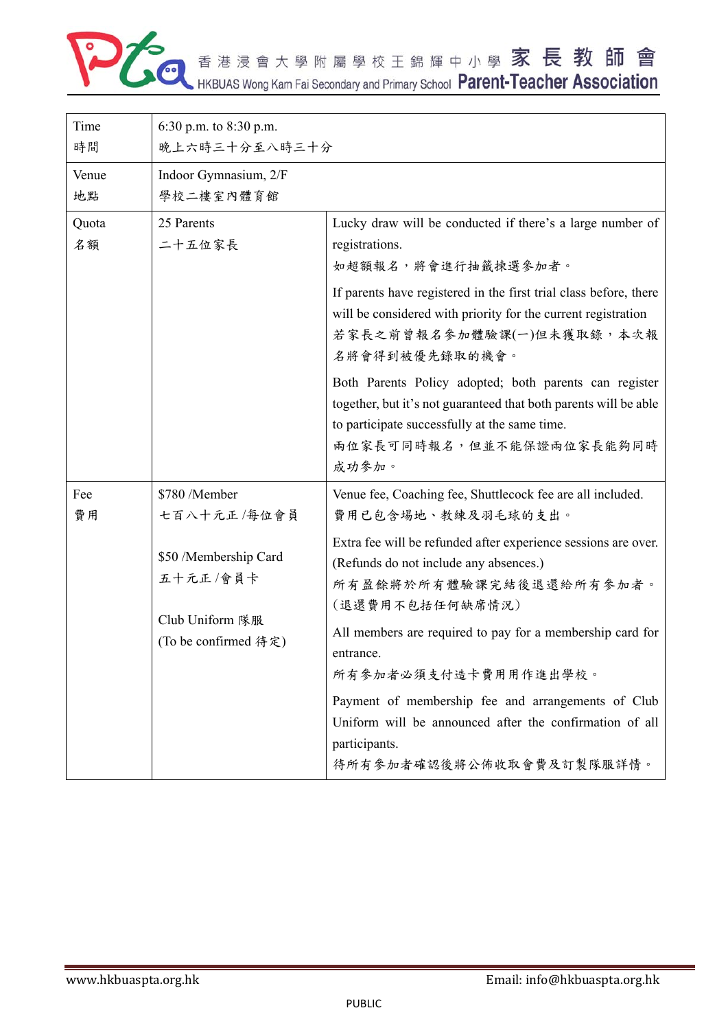| Time<br>時間 | 6:30 p.m. to 8:30 p.m.<br>晚上六時三十分至八時三十分 | |
|---|---|---|
| Venue<br>地點 | Indoor Gymnasium, 2/F<br>學校二樓室內體育館 | |
| Quota<br>名額 | 25 Parents<br>二十五位家長 | Lucky draw will be conducted if there's a large number of registrations.<br>如超額報名，將會進行抽籤揀選參加者。<br><br>If parents have registered in the first trial class before, there will be considered with priority for the current registration<br>若家長之前曾報名參加體驗課(一)但未獲取錄，本次報名將會得到被優先錄取的機會。<br><br>Both Parents Policy adopted; both parents can register together, but it's not guaranteed that both parents will be able to participate successfully at the same time.<br>兩位家長可同時報名，但並不能保證兩位家長能夠同時成功參加。 |
| Fee<br>費用 | $780 /Member<br>七百八十元正 /每位會員<br><br>$50 /Membership Card<br>五十元正 /會員卡<br><br>Club Uniform 隊服<br>(To be confirmed 待定) | Venue fee, Coaching fee, Shuttlecock fee are all included.<br>費用已包含場地、教練及羽毛球的支出。<br><br>Extra fee will be refunded after experience sessions are over. (Refunds do not include any absences.)<br>所有盈餘將於所有體驗課完結後退還給所有參加者。(退還費用不包括任何缺席情況)<br><br>All members are required to pay for a membership card for entrance.<br>所有參加者必須支付造卡費用用作進出學校。<br><br>Payment of membership fee and arrangements of Club Uniform will be announced after the confirmation of all participants.<br>待所有參加者確認後將公佈收取會費及訂製隊服詳情。 |

www.hkbuaspta.org.hk Email: info@hkbuaspta.org.hk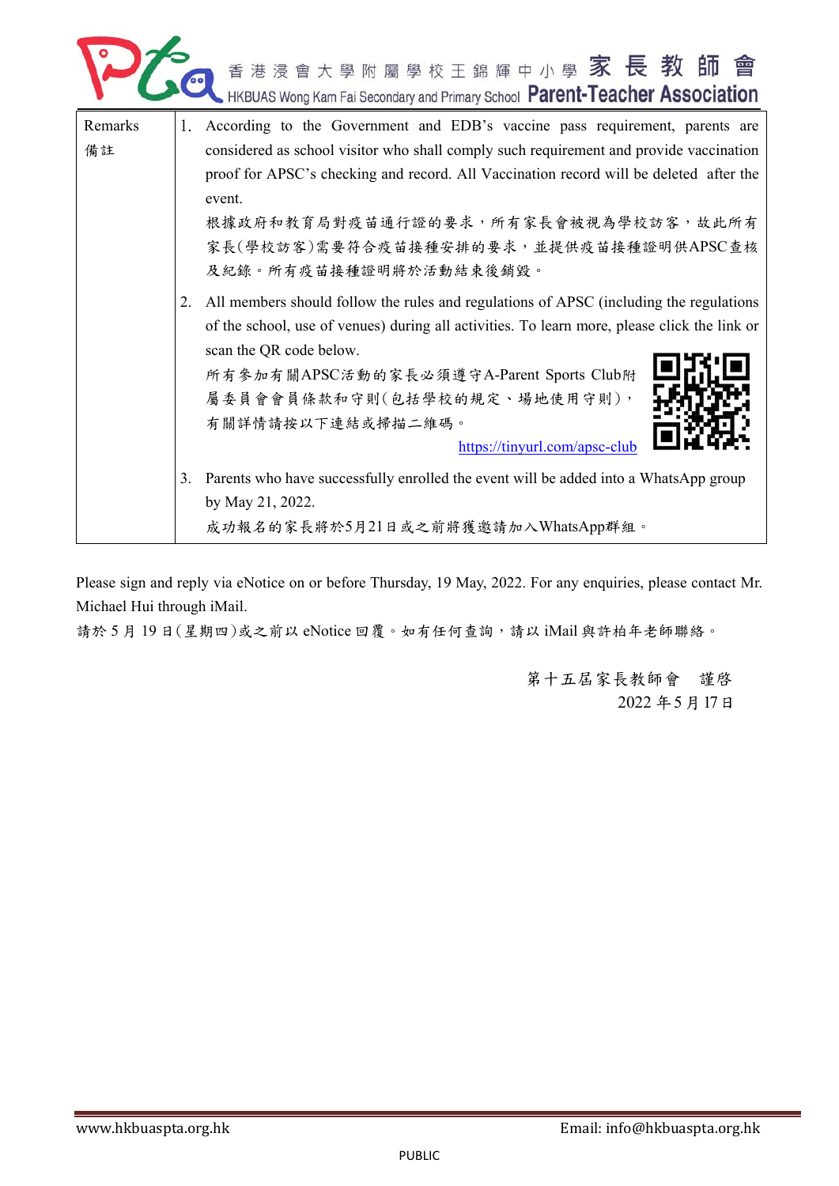| Remarks<br>備註 | 1. According to the Government and EDB's vaccine pass requirement, parents are considered as school visitor who shall comply such requirement and provide vaccination proof for APSC's checking and record. All Vaccination record will be deleted after the event.<br>根據政府和教育局對疫苗通行證的要求，所有家長會被視為學校訪客，故此所有家長(學校訪客)需要符合疫苗接種安排的要求，並提供疫苗接種證明供APSC查核及紀錄。所有疫苗接種證明將於活動結束後銷毀。<br><br>2. All members should follow the rules and regulations of APSC (including the regulations of the school, use of venues) during all activities. To learn more, please click the link or scan the QR code below.<br>所有參加有關APSC活動的家長必須遵守A-Parent Sports Club附屬委員會會員條款和守則(包括學校的規定、場地使用守則)，有關詳情請按以下連結或掃描二維碼。<br>https://tinyurl.com/apsc-club<br><br>3. Parents who have successfully enrolled the event will be added into a WhatsApp group by May 21, 2022.<br>成功報名的家長將於5月21日或之前將獲邀請加入WhatsApp群組。 |
|---|---|

Please sign and reply via eNotice on or before Thursday, 19 May, 2022. For any enquiries, please contact Mr. Michael Hui through iMail.

請於 5 月 19 日(星期四)或之前以 eNotice 回覆。如有任何查詢，請以 iMail 與許柏年老師聯絡。

第十五屆家長教師會　謹啓

2022 年 5 月 17 日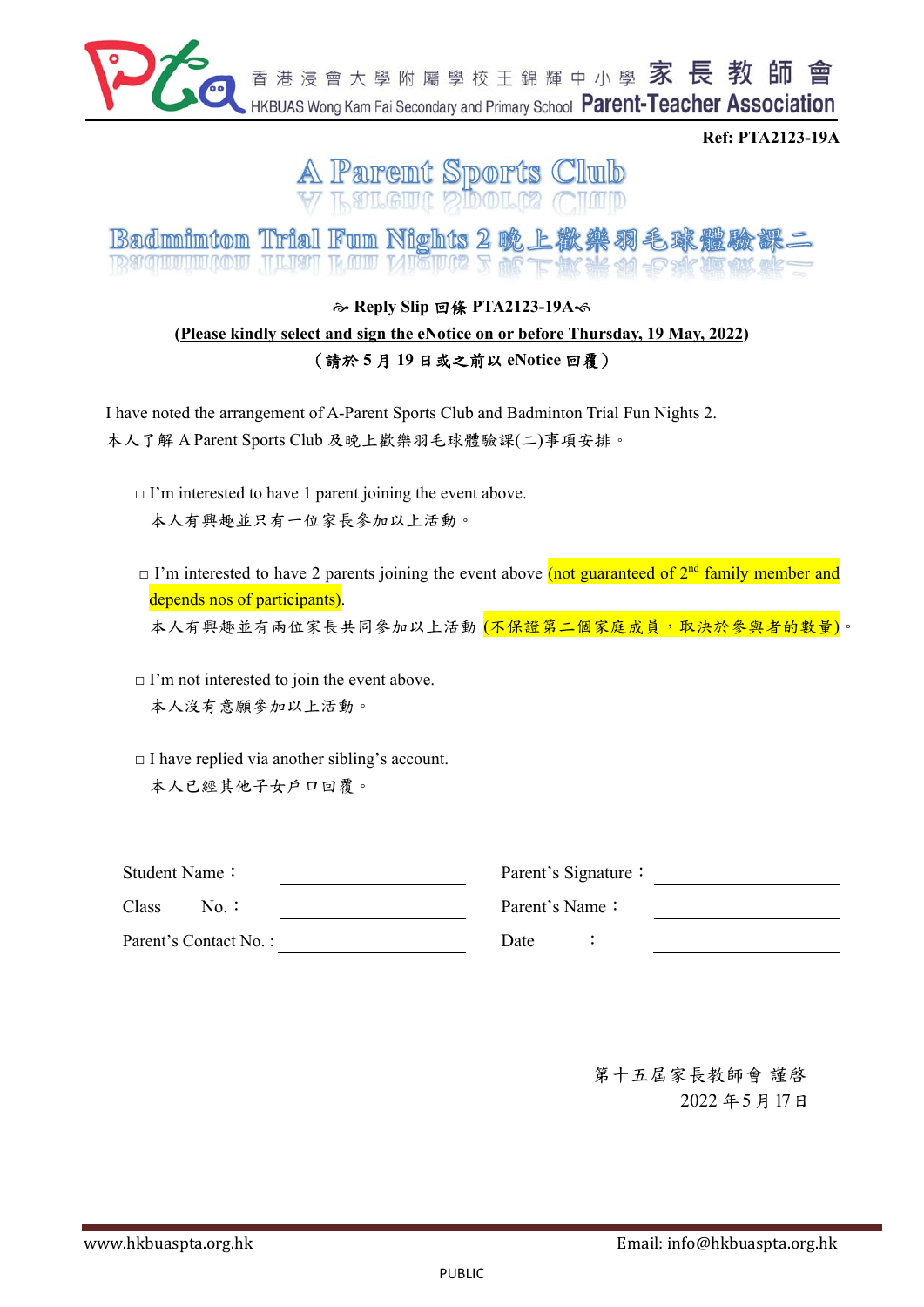香港浸會大學附屬學校王錦輝中小學 家長教師會
HKBUAS Wong Kam Fai Secondary and Primary School Parent-Teacher Association

**Ref: PTA2123-19A**

# A Parent Sports Club

## Badminton Trial Fun Nights 2 晚上歡樂羽毛球體驗課二

**Reply Slip 回條 PTA2123-19A**

**(Please kindly select and sign the eNotice on or before Thursday, 19 May, 2022)**

**（請於 5 月 19 日或之前以 eNotice 回覆）**

I have noted the arrangement of A-Parent Sports Club and Badminton Trial Fun Nights 2.
本人了解 A Parent Sports Club 及晚上歡樂羽毛球體驗課(二)事項安排。

□ I'm interested to have 1 parent joining the event above.
本人有興趣並只有一位家長參加以上活動。

□ I'm interested to have 2 parents joining the event above (not guaranteed of 2nd family member and depends nos of participants).
本人有興趣並有兩位家長共同參加以上活動 (不保證第二個家庭成員，取決於參與者的數量)。

□ I'm not interested to join the event above.
本人沒有意願參加以上活動。

□ I have replied via another sibling's account.
本人已經其他子女戶口回覆。

| | | | |
|---|---|---|---|
| Student Name： | __________ | Parent's Signature： | __________ |
| Class No.： | __________ | Parent's Name： | __________ |
| Parent's Contact No. : | __________ | Date ： | __________ |

第十五屆家長教師會 謹啓
2022 年 5 月 17 日

www.hkbuaspta.org.hk Email: info@hkbuaspta.org.hk

PUBLIC